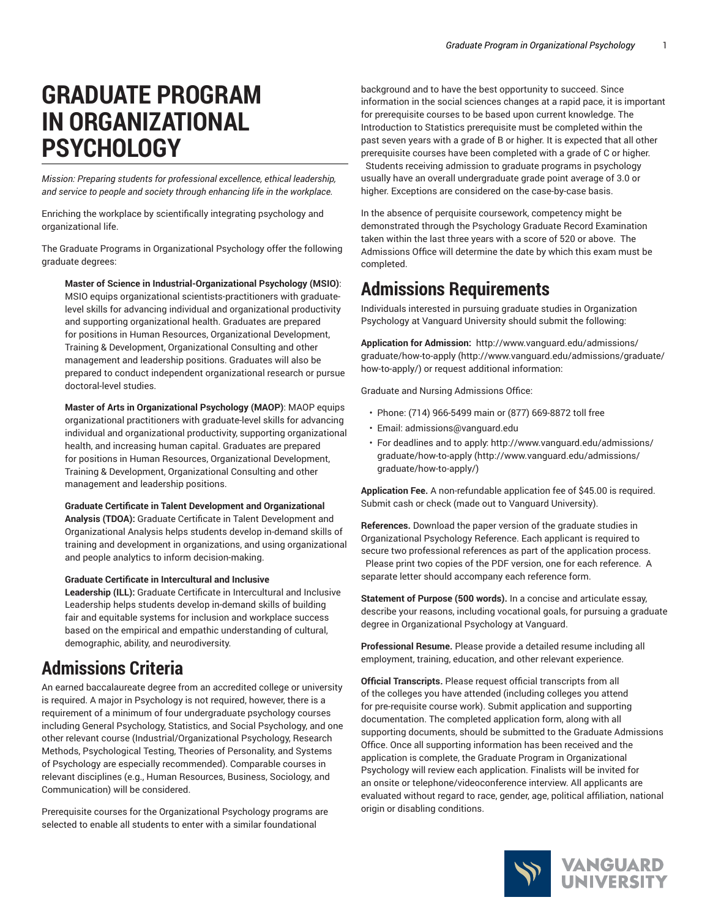# GRADUATE PROGRAM IN ORGANIZATIONAL PSYCHOLOGY

*Mission: Preparing students for professional excellence, ethical leadership, and service to people and society through enhancing life in the workplace.*

Enriching the workplace by scientifically integrating psychology and organizational life.

The Graduate Programs in Organizational Psychology offer the following graduate degrees:

> **Master of Science in Industrial-Organizational Psychology (MSIO)**: MSIO equips organizational scientists-practitioners with graduate-level skills for advancing individual and organizational productivity and supporting organizational health. Graduates are prepared for positions in Human Resources, Organizational Development, Training & Development, Organizational Consulting and other management and leadership positions. Graduates will also be prepared to conduct independent organizational research or pursue doctoral-level studies.
>
> **Master of Arts in Organizational Psychology (MAOP)**: MAOP equips organizational practitioners with graduate-level skills for advancing individual and organizational productivity, supporting organizational health, and increasing human capital. Graduates are prepared for positions in Human Resources, Organizational Development, Training & Development, Organizational Consulting and other management and leadership positions.
>
> **Graduate Certificate in Talent Development and Organizational Analysis (TDOA):** Graduate Certificate in Talent Development and Organizational Analysis helps students develop in-demand skills of training and development in organizations, and using organizational and people analytics to inform decision-making.
>
> **Graduate Certificate in Intercultural and Inclusive Leadership (ILL):** Graduate Certificate in Intercultural and Inclusive Leadership helps students develop in-demand skills of building fair and equitable systems for inclusion and workplace success based on the empirical and empathic understanding of cultural, demographic, ability, and neurodiversity.

## Admissions Criteria

An earned baccalaureate degree from an accredited college or university is required. A major in Psychology is not required, however, there is a requirement of a minimum of four undergraduate psychology courses including General Psychology, Statistics, and Social Psychology, and one other relevant course (Industrial/Organizational Psychology, Research Methods, Psychological Testing, Theories of Personality, and Systems of Psychology are especially recommended). Comparable courses in relevant disciplines (e.g., Human Resources, Business, Sociology, and Communication) will be considered.

Prerequisite courses for the Organizational Psychology programs are selected to enable all students to enter with a similar foundational background and to have the best opportunity to succeed. Since information in the social sciences changes at a rapid pace, it is important for prerequisite courses to be based upon current knowledge. The Introduction to Statistics prerequisite must be completed within the past seven years with a grade of B or higher. It is expected that all other prerequisite courses have been completed with a grade of C or higher. Students receiving admission to graduate programs in psychology usually have an overall undergraduate grade point average of 3.0 or higher. Exceptions are considered on the case-by-case basis.

In the absence of perquisite coursework, competency might be demonstrated through the Psychology Graduate Record Examination taken within the last three years with a score of 520 or above. The Admissions Office will determine the date by which this exam must be completed.

## Admissions Requirements

Individuals interested in pursuing graduate studies in Organization Psychology at Vanguard University should submit the following:

**Application for Admission:** http://www.vanguard.edu/admissions/graduate/how-to-apply (http://www.vanguard.edu/admissions/graduate/how-to-apply/) or request additional information:

Graduate and Nursing Admissions Office:

- Phone: (714) 966-5499 main or (877) 669-8872 toll free
- Email: admissions@vanguard.edu
- For deadlines and to apply: http://www.vanguard.edu/admissions/graduate/how-to-apply (http://www.vanguard.edu/admissions/graduate/how-to-apply/)

**Application Fee.** A non-refundable application fee of $45.00 is required. Submit cash or check (made out to Vanguard University).

**References.** Download the paper version of the graduate studies in Organizational Psychology Reference. Each applicant is required to secure two professional references as part of the application process. Please print two copies of the PDF version, one for each reference. A separate letter should accompany each reference form.

**Statement of Purpose (500 words).** In a concise and articulate essay, describe your reasons, including vocational goals, for pursuing a graduate degree in Organizational Psychology at Vanguard.

**Professional Resume.** Please provide a detailed resume including all employment, training, education, and other relevant experience.

**Official Transcripts.** Please request official transcripts from all of the colleges you have attended (including colleges you attend for pre-requisite course work). Submit application and supporting documentation. The completed application form, along with all supporting documents, should be submitted to the Graduate Admissions Office. Once all supporting information has been received and the application is complete, the Graduate Program in Organizational Psychology will review each application. Finalists will be invited for an onsite or telephone/videoconference interview. All applicants are evaluated without regard to race, gender, age, political affiliation, national origin or disabling conditions.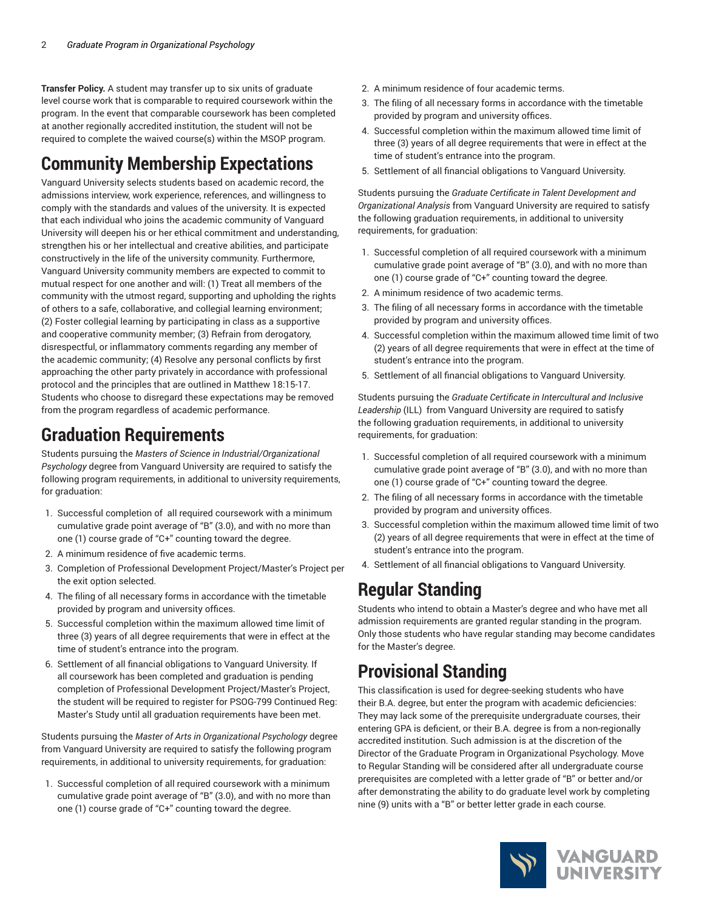**Transfer Policy.** A student may transfer up to six units of graduate level course work that is comparable to required coursework within the program. In the event that comparable coursework has been completed at another regionally accredited institution, the student will not be required to complete the waived course(s) within the MSOP program.

## Community Membership Expectations

Vanguard University selects students based on academic record, the admissions interview, work experience, references, and willingness to comply with the standards and values of the university. It is expected that each individual who joins the academic community of Vanguard University will deepen his or her ethical commitment and understanding, strengthen his or her intellectual and creative abilities, and participate constructively in the life of the university community. Furthermore, Vanguard University community members are expected to commit to mutual respect for one another and will: (1) Treat all members of the community with the utmost regard, supporting and upholding the rights of others to a safe, collaborative, and collegial learning environment; (2) Foster collegial learning by participating in class as a supportive and cooperative community member; (3) Refrain from derogatory, disrespectful, or inflammatory comments regarding any member of the academic community; (4) Resolve any personal conflicts by first approaching the other party privately in accordance with professional protocol and the principles that are outlined in Matthew 18:15-17. Students who choose to disregard these expectations may be removed from the program regardless of academic performance.

## Graduation Requirements

Students pursuing the *Masters of Science in Industrial/Organizational Psychology* degree from Vanguard University are required to satisfy the following program requirements, in additional to university requirements, for graduation:

1. Successful completion of all required coursework with a minimum cumulative grade point average of "B" (3.0), and with no more than one (1) course grade of "C+" counting toward the degree.
2. A minimum residence of five academic terms.
3. Completion of Professional Development Project/Master's Project per the exit option selected.
4. The filing of all necessary forms in accordance with the timetable provided by program and university offices.
5. Successful completion within the maximum allowed time limit of three (3) years of all degree requirements that were in effect at the time of student's entrance into the program.
6. Settlement of all financial obligations to Vanguard University. If all coursework has been completed and graduation is pending completion of Professional Development Project/Master's Project, the student will be required to register for PSOG-799 Continued Reg: Master's Study until all graduation requirements have been met.

Students pursuing the *Master of Arts in Organizational Psychology* degree from Vanguard University are required to satisfy the following program requirements, in additional to university requirements, for graduation:

1. Successful completion of all required coursework with a minimum cumulative grade point average of "B" (3.0), and with no more than one (1) course grade of "C+" counting toward the degree.
2. A minimum residence of four academic terms.
3. The filing of all necessary forms in accordance with the timetable provided by program and university offices.
4. Successful completion within the maximum allowed time limit of three (3) years of all degree requirements that were in effect at the time of student's entrance into the program.
5. Settlement of all financial obligations to Vanguard University.

Students pursuing the *Graduate Certificate in Talent Development and Organizational Analysis* from Vanguard University are required to satisfy the following graduation requirements, in additional to university requirements, for graduation:

1. Successful completion of all required coursework with a minimum cumulative grade point average of "B" (3.0), and with no more than one (1) course grade of "C+" counting toward the degree.
2. A minimum residence of two academic terms.
3. The filing of all necessary forms in accordance with the timetable provided by program and university offices.
4. Successful completion within the maximum allowed time limit of two (2) years of all degree requirements that were in effect at the time of student's entrance into the program.
5. Settlement of all financial obligations to Vanguard University.

Students pursuing the *Graduate Certificate in Intercultural and Inclusive Leadership* (ILL) from Vanguard University are required to satisfy the following graduation requirements, in additional to university requirements, for graduation:

1. Successful completion of all required coursework with a minimum cumulative grade point average of "B" (3.0), and with no more than one (1) course grade of "C+" counting toward the degree.
2. The filing of all necessary forms in accordance with the timetable provided by program and university offices.
3. Successful completion within the maximum allowed time limit of two (2) years of all degree requirements that were in effect at the time of student's entrance into the program.
4. Settlement of all financial obligations to Vanguard University.

## Regular Standing

Students who intend to obtain a Master's degree and who have met all admission requirements are granted regular standing in the program. Only those students who have regular standing may become candidates for the Master's degree.

## Provisional Standing

This classification is used for degree-seeking students who have their B.A. degree, but enter the program with academic deficiencies: They may lack some of the prerequisite undergraduate courses, their entering GPA is deficient, or their B.A. degree is from a non-regionally accredited institution. Such admission is at the discretion of the Director of the Graduate Program in Organizational Psychology. Move to Regular Standing will be considered after all undergraduate course prerequisites are completed with a letter grade of "B" or better and/or after demonstrating the ability to do graduate level work by completing nine (9) units with a "B" or better letter grade in each course.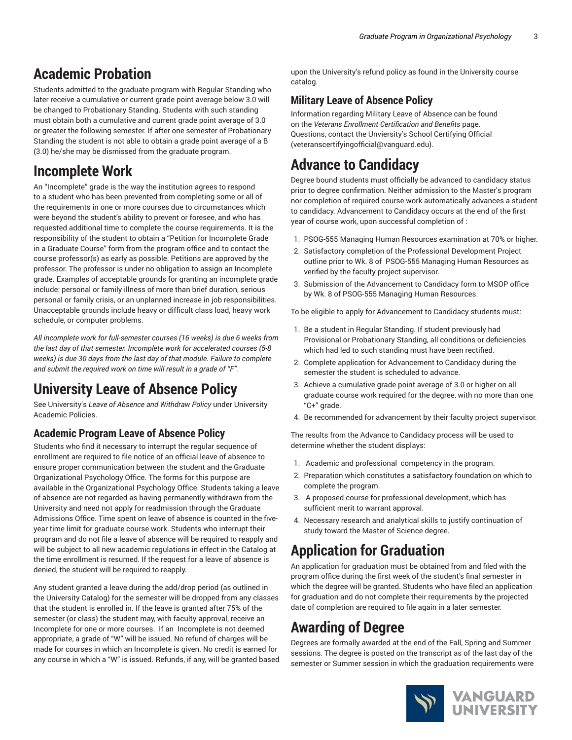# Academic Probation

Students admitted to the graduate program with Regular Standing who later receive a cumulative or current grade point average below 3.0 will be changed to Probationary Standing. Students with such standing must obtain both a cumulative and current grade point average of 3.0 or greater the following semester. If after one semester of Probationary Standing the student is not able to obtain a grade point average of a B (3.0) he/she may be dismissed from the graduate program.

# Incomplete Work

An "Incomplete" grade is the way the institution agrees to respond to a student who has been prevented from completing some or all of the requirements in one or more courses due to circumstances which were beyond the student's ability to prevent or foresee, and who has requested additional time to complete the course requirements. It is the responsibility of the student to obtain a "Petition for Incomplete Grade in a Graduate Course" form from the program office and to contact the course professor(s) as early as possible. Petitions are approved by the professor. The professor is under no obligation to assign an Incomplete grade. Examples of acceptable grounds for granting an incomplete grade include: personal or family illness of more than brief duration, serious personal or family crisis, or an unplanned increase in job responsibilities. Unacceptable grounds include heavy or difficult class load, heavy work schedule, or computer problems.

*All incomplete work for full-semester courses (16 weeks) is due 6 weeks from the last day of that semester. Incomplete work for accelerated courses (5-8 weeks) is due 30 days from the last day of that module. Failure to complete and submit the required work on time will result in a grade of "F".*

# University Leave of Absence Policy

See University's *Leave of Absence and Withdraw Policy* under University Academic Policies.

## Academic Program Leave of Absence Policy

Students who find it necessary to interrupt the regular sequence of enrollment are required to file notice of an official leave of absence to ensure proper communication between the student and the Graduate Organizational Psychology Office. The forms for this purpose are available in the Organizational Psychology Office. Students taking a leave of absence are not regarded as having permanently withdrawn from the University and need not apply for readmission through the Graduate Admissions Office. Time spent on leave of absence is counted in the five-year time limit for graduate course work. Students who interrupt their program and do not file a leave of absence will be required to reapply and will be subject to all new academic regulations in effect in the Catalog at the time enrollment is resumed. If the request for a leave of absence is denied, the student will be required to reapply.

Any student granted a leave during the add/drop period (as outlined in the University Catalog) for the semester will be dropped from any classes that the student is enrolled in. If the leave is granted after 75% of the semester (or class) the student may, with faculty approval, receive an Incomplete for one or more courses. If an Incomplete is not deemed appropriate, a grade of "W" will be issued. No refund of charges will be made for courses in which an Incomplete is given. No credit is earned for any course in which a "W" is issued. Refunds, if any, will be granted based upon the University's refund policy as found in the University course catalog.

## Military Leave of Absence Policy

Information regarding Military Leave of Absence can be found on the *Veterans Enrollment Certification and Benefits* page. Questions, contact the Unviersity's School Certifying Official (veteranscertifyingofficial@vanguard.edu).

# Advance to Candidacy

Degree bound students must officially be advanced to candidacy status prior to degree confirmation. Neither admission to the Master's program nor completion of required course work automatically advances a student to candidacy. Advancement to Candidacy occurs at the end of the first year of course work, upon successful completion of :

1. PSOG-555 Managing Human Resources examination at 70% or higher.
2. Satisfactory completion of the Professional Development Project outline prior to Wk. 8 of PSOG-555 Managing Human Resources as verified by the faculty project supervisor.
3. Submission of the Advancement to Candidacy form to MSOP office by Wk. 8 of PSOG-555 Managing Human Resources.

To be eligible to apply for Advancement to Candidacy students must:

1. Be a student in Regular Standing. If student previously had Provisional or Probationary Standing, all conditions or deficiencies which had led to such standing must have been rectified.
2. Complete application for Advancement to Candidacy during the semester the student is scheduled to advance.
3. Achieve a cumulative grade point average of 3.0 or higher on all graduate course work required for the degree, with no more than one "C+" grade.
4. Be recommended for advancement by their faculty project supervisor.

The results from the Advance to Candidacy process will be used to determine whether the student displays:

1. Academic and professional competency in the program.
2. Preparation which constitutes a satisfactory foundation on which to complete the program.
3. A proposed course for professional development, which has sufficient merit to warrant approval.
4. Necessary research and analytical skills to justify continuation of study toward the Master of Science degree.

# Application for Graduation

An application for graduation must be obtained from and filed with the program office during the first week of the student's final semester in which the degree will be granted. Students who have filed an application for graduation and do not complete their requirements by the projected date of completion are required to file again in a later semester.

# Awarding of Degree

Degrees are formally awarded at the end of the Fall, Spring and Summer sessions. The degree is posted on the transcript as of the last day of the semester or Summer session in which the graduation requirements were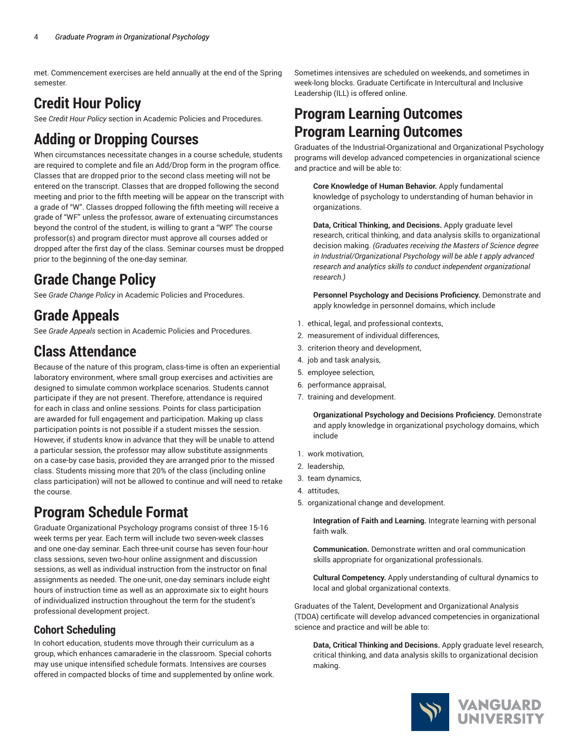met. Commencement exercises are held annually at the end of the Spring semester.

## Credit Hour Policy

See *Credit Hour Policy* section in Academic Policies and Procedures.

## Adding or Dropping Courses

When circumstances necessitate changes in a course schedule, students are required to complete and file an Add/Drop form in the program office. Classes that are dropped prior to the second class meeting will not be entered on the transcript. Classes that are dropped following the second meeting and prior to the fifth meeting will be appear on the transcript with a grade of "W". Classes dropped following the fifth meeting will receive a grade of "WF" unless the professor, aware of extenuating circumstances beyond the control of the student, is willing to grant a "WP." The course professor(s) and program director must approve all courses added or dropped after the first day of the class. Seminar courses must be dropped prior to the beginning of the one-day seminar.

## Grade Change Policy

See *Grade Change Policy* in Academic Policies and Procedures.

## Grade Appeals

See *Grade Appeals* section in Academic Policies and Procedures.

## Class Attendance

Because of the nature of this program, class-time is often an experiential laboratory environment, where small group exercises and activities are designed to simulate common workplace scenarios. Students cannot participate if they are not present. Therefore, attendance is required for each in class and online sessions. Points for class participation are awarded for full engagement and participation. Making up class participation points is not possible if a student misses the session. However, if students know in advance that they will be unable to attend a particular session, the professor may allow substitute assignments on a case-by case basis, provided they are arranged prior to the missed class. Students missing more that 20% of the class (including online class participation) will not be allowed to continue and will need to retake the course.

## Program Schedule Format

Graduate Organizational Psychology programs consist of three 15-16 week terms per year. Each term will include two seven-week classes and one one-day seminar. Each three-unit course has seven four-hour class sessions, seven two-hour online assignment and discussion sessions, as well as individual instruction from the instructor on final assignments as needed. The one-unit, one-day seminars include eight hours of instruction time as well as an approximate six to eight hours of individualized instruction throughout the term for the student's professional development project.

### Cohort Scheduling

In cohort education, students move through their curriculum as a group, which enhances camaraderie in the classroom. Special cohorts may use unique intensified schedule formats. Intensives are courses offered in compacted blocks of time and supplemented by online work. Sometimes intensives are scheduled on weekends, and sometimes in week-long blocks. Graduate Certificate in Intercultural and Inclusive Leadership (ILL) is offered online.

## Program Learning Outcomes

## Program Learning Outcomes

Graduates of the Industrial-Organizational and Organizational Psychology programs will develop advanced competencies in organizational science and practice and will be able to:

**Core Knowledge of Human Behavior.** Apply fundamental knowledge of psychology to understanding of human behavior in organizations.

**Data, Critical Thinking, and Decisions.** Apply graduate level research, critical thinking, and data analysis skills to organizational decision making. *(Graduates receiving the Masters of Science degree in Industrial/Organizational Psychology will be able t apply advanced research and analytics skills to conduct independent organizational research.)*

**Personnel Psychology and Decisions Proficiency.** Demonstrate and apply knowledge in personnel domains, which include

1. ethical, legal, and professional contexts,
2. measurement of individual differences,
3. criterion theory and development,
4. job and task analysis,
5. employee selection,
6. performance appraisal,
7. training and development.

**Organizational Psychology and Decisions Proficiency.** Demonstrate and apply knowledge in organizational psychology domains, which include

1. work motivation,
2. leadership,
3. team dynamics,
4. attitudes,
5. organizational change and development.

**Integration of Faith and Learning.** Integrate learning with personal faith walk.

**Communication.** Demonstrate written and oral communication skills appropriate for organizational professionals.

**Cultural Competency.** Apply understanding of cultural dynamics to local and global organizational contexts.

Graduates of the Talent, Development and Organizational Analysis (TDOA) certificate will develop advanced competencies in organizational science and practice and will be able to:

**Data, Critical Thinking and Decisions.** Apply graduate level research, critical thinking, and data analysis skills to organizational decision making.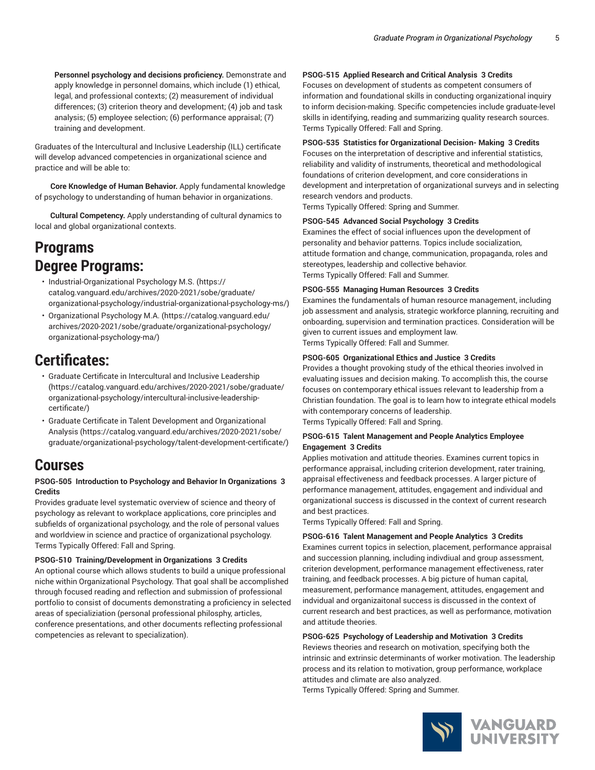**Personnel psychology and decisions proficiency.** Demonstrate and apply knowledge in personnel domains, which include (1) ethical, legal, and professional contexts; (2) measurement of individual differences; (3) criterion theory and development; (4) job and task analysis; (5) employee selection; (6) performance appraisal; (7) training and development.

Graduates of the Intercultural and Inclusive Leadership (ILL) certificate will develop advanced competencies in organizational science and practice and will be able to:

**Core Knowledge of Human Behavior.** Apply fundamental knowledge of psychology to understanding of human behavior in organizations.

**Cultural Competency.** Apply understanding of cultural dynamics to local and global organizational contexts.

# Programs

# Degree Programs:

- Industrial-Organizational Psychology M.S. (https://catalog.vanguard.edu/archives/2020-2021/sobe/graduate/organizational-psychology/industrial-organizational-psychology-ms/)
- Organizational Psychology M.A. (https://catalog.vanguard.edu/archives/2020-2021/sobe/graduate/organizational-psychology/organizational-psychology-ma/)

# Certificates:

- Graduate Certificate in Intercultural and Inclusive Leadership (https://catalog.vanguard.edu/archives/2020-2021/sobe/graduate/organizational-psychology/intercultural-inclusive-leadership-certificate/)
- Graduate Certificate in Talent Development and Organizational Analysis (https://catalog.vanguard.edu/archives/2020-2021/sobe/graduate/organizational-psychology/talent-development-certificate/)

# Courses

**PSOG-505 Introduction to Psychology and Behavior In Organizations 3 Credits**

Provides graduate level systematic overview of science and theory of psychology as relevant to workplace applications, core principles and subfields of organizational psychology, and the role of personal values and worldview in science and practice of organizational psychology.
Terms Typically Offered: Fall and Spring.

**PSOG-510 Training/Development in Organizations 3 Credits**

An optional course which allows students to build a unique professional niche within Organizational Psychology. That goal shall be accomplished through focused reading and reflection and submission of professional portfolio to consist of documents demonstrating a proficiency in selected areas of specializiation (personal professional philosphy, articles, conference presentations, and other documents reflecting professional competencies as relevant to specialization).

**PSOG-515 Applied Research and Critical Analysis 3 Credits**

Focuses on development of students as competent consumers of information and foundational skills in conducting organizational inquiry to inform decision-making. Specific competencies include graduate-level skills in identifying, reading and summarizing quality research sources.
Terms Typically Offered: Fall and Spring.

**PSOG-535 Statistics for Organizational Decision- Making 3 Credits**

Focuses on the interpretation of descriptive and inferential statistics, reliability and validity of instruments, theoretical and methodological foundations of criterion development, and core considerations in development and interpretation of organizational surveys and in selecting research vendors and products.
Terms Typically Offered: Spring and Summer.

**PSOG-545 Advanced Social Psychology 3 Credits**

Examines the effect of social influences upon the development of personality and behavior patterns. Topics include socialization, attitude formation and change, communication, propaganda, roles and stereotypes, leadership and collective behavior.
Terms Typically Offered: Fall and Summer.

**PSOG-555 Managing Human Resources 3 Credits**

Examines the fundamentals of human resource management, including job assessment and analysis, strategic workforce planning, recruiting and onboarding, supervision and termination practices. Consideration will be given to current issues and employment law.
Terms Typically Offered: Fall and Summer.

**PSOG-605 Organizational Ethics and Justice 3 Credits**

Provides a thought provoking study of the ethical theories involved in evaluating issues and decision making. To accomplish this, the course focuses on contemporary ethical issues relevant to leadership from a Christian foundation. The goal is to learn how to integrate ethical models with contemporary concerns of leadership.
Terms Typically Offered: Fall and Spring.

**PSOG-615 Talent Management and People Analytics Employee Engagement 3 Credits**

Applies motivation and attitude theories. Examines current topics in performance appraisal, including criterion development, rater training, appraisal effectiveness and feedback processes. A larger picture of performance management, attitudes, engagement and individual and organizational success is discussed in the context of current research and best practices.
Terms Typically Offered: Fall and Spring.

**PSOG-616 Talent Management and People Analytics 3 Credits**

Examines current topics in selection, placement, performance appraisal and succession planning, including indivdiual and group assessment, criterion development, performance management effectiveness, rater training, and feedback processes. A big picture of human capital, measurement, performance management, attitudes, engagement and indvidual and organizaitonal success is discussed in the context of current research and best practices, as well as performance, motivation and attitude theories.

**PSOG-625 Psychology of Leadership and Motivation 3 Credits**

Reviews theories and research on motivation, specifying both the intrinsic and extrinsic determinants of worker motivation. The leadership process and its relation to motivation, group performance, workplace attitudes and climate are also analyzed.
Terms Typically Offered: Spring and Summer.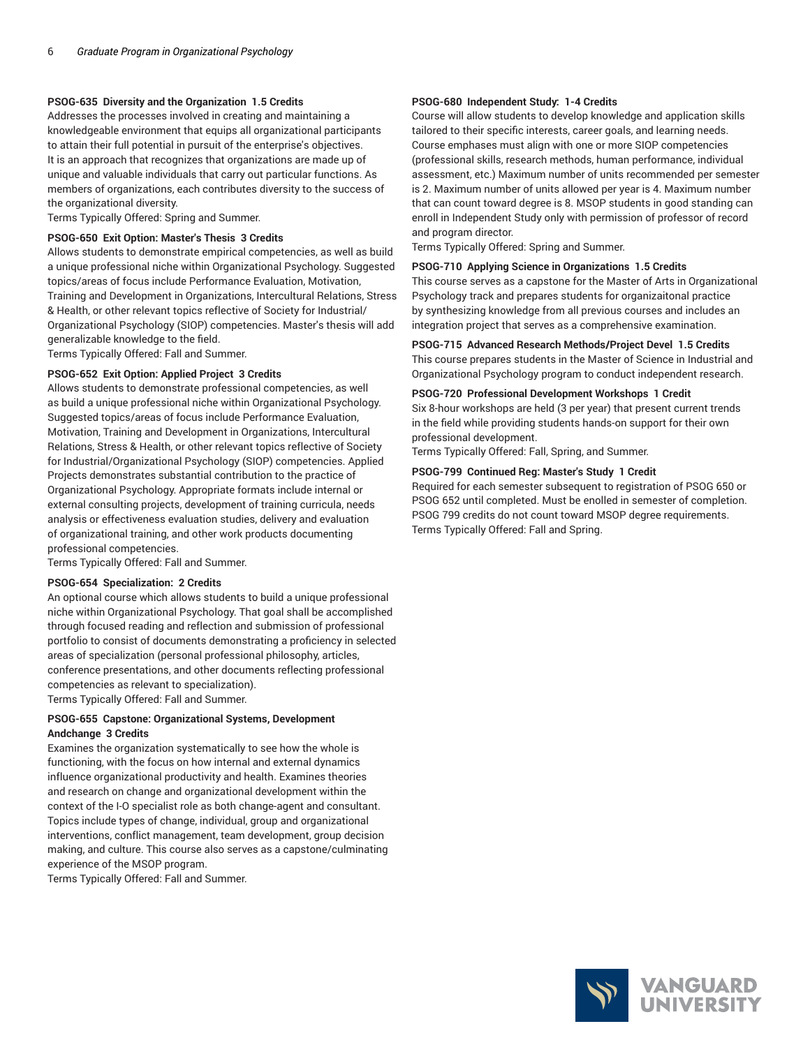**PSOG-635 Diversity and the Organization 1.5 Credits**
Addresses the processes involved in creating and maintaining a knowledgeable environment that equips all organizational participants to attain their full potential in pursuit of the enterprise's objectives. It is an approach that recognizes that organizations are made up of unique and valuable individuals that carry out particular functions. As members of organizations, each contributes diversity to the success of the organizational diversity.
Terms Typically Offered: Spring and Summer.

**PSOG-650 Exit Option: Master's Thesis 3 Credits**
Allows students to demonstrate empirical competencies, as well as build a unique professional niche within Organizational Psychology. Suggested topics/areas of focus include Performance Evaluation, Motivation, Training and Development in Organizations, Intercultural Relations, Stress & Health, or other relevant topics reflective of Society for Industrial/Organizational Psychology (SIOP) competencies. Master's thesis will add generalizable knowledge to the field.
Terms Typically Offered: Fall and Summer.

**PSOG-652 Exit Option: Applied Project 3 Credits**
Allows students to demonstrate professional competencies, as well as build a unique professional niche within Organizational Psychology. Suggested topics/areas of focus include Performance Evaluation, Motivation, Training and Development in Organizations, Intercultural Relations, Stress & Health, or other relevant topics reflective of Society for Industrial/Organizational Psychology (SIOP) competencies. Applied Projects demonstrates substantial contribution to the practice of Organizational Psychology. Appropriate formats include internal or external consulting projects, development of training curricula, needs analysis or effectiveness evaluation studies, delivery and evaluation of organizational training, and other work products documenting professional competencies.
Terms Typically Offered: Fall and Summer.

**PSOG-654 Specialization: 2 Credits**
An optional course which allows students to build a unique professional niche within Organizational Psychology. That goal shall be accomplished through focused reading and reflection and submission of professional portfolio to consist of documents demonstrating a proficiency in selected areas of specialization (personal professional philosophy, articles, conference presentations, and other documents reflecting professional competencies as relevant to specialization).
Terms Typically Offered: Fall and Summer.

**PSOG-655 Capstone: Organizational Systems, Development Andchange 3 Credits**
Examines the organization systematically to see how the whole is functioning, with the focus on how internal and external dynamics influence organizational productivity and health. Examines theories and research on change and organizational development within the context of the I-O specialist role as both change-agent and consultant. Topics include types of change, individual, group and organizational interventions, conflict management, team development, group decision making, and culture. This course also serves as a capstone/culminating experience of the MSOP program.
Terms Typically Offered: Fall and Summer.

**PSOG-680 Independent Study: 1-4 Credits**
Course will allow students to develop knowledge and application skills tailored to their specific interests, career goals, and learning needs. Course emphases must align with one or more SIOP competencies (professional skills, research methods, human performance, individual assessment, etc.) Maximum number of units recommended per semester is 2. Maximum number of units allowed per year is 4. Maximum number that can count toward degree is 8. MSOP students in good standing can enroll in Independent Study only with permission of professor of record and program director.
Terms Typically Offered: Spring and Summer.

**PSOG-710 Applying Science in Organizations 1.5 Credits**
This course serves as a capstone for the Master of Arts in Organizational Psychology track and prepares students for organizaitonal practice by synthesizing knowledge from all previous courses and includes an integration project that serves as a comprehensive examination.

**PSOG-715 Advanced Research Methods/Project Devel 1.5 Credits**
This course prepares students in the Master of Science in Industrial and Organizational Psychology program to conduct independent research.

**PSOG-720 Professional Development Workshops 1 Credit**
Six 8-hour workshops are held (3 per year) that present current trends in the field while providing students hands-on support for their own professional development.
Terms Typically Offered: Fall, Spring, and Summer.

**PSOG-799 Continued Reg: Master's Study 1 Credit**
Required for each semester subsequent to registration of PSOG 650 or PSOG 652 until completed. Must be enolled in semester of completion. PSOG 799 credits do not count toward MSOP degree requirements.
Terms Typically Offered: Fall and Spring.